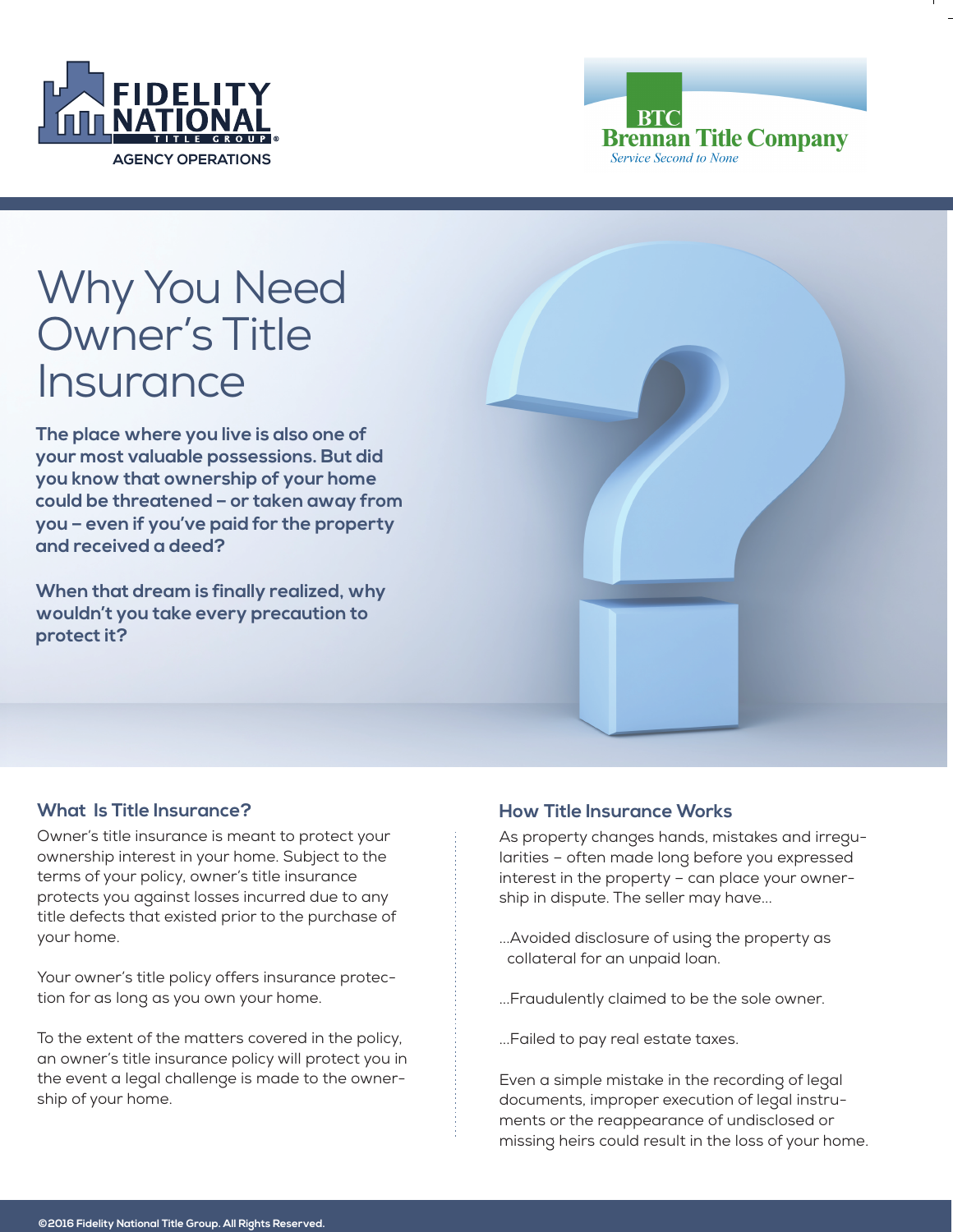FIDELITY NATIONAL TITLE GROUP
AGENCY OPERATIONS

BTC
Brennan Title Company
*Service Second to None*

# Why You Need Owner's Title Insurance

**The place where you live is also one of your most valuable possessions. But did you know that ownership of your home could be threatened – or taken away from you – even if you've paid for the property and received a deed?**

**When that dream is finally realized, why wouldn't you take every precaution to protect it?**

## What Is Title Insurance?

Owner's title insurance is meant to protect your ownership interest in your home. Subject to the terms of your policy, owner's title insurance protects you against losses incurred due to any title defects that existed prior to the purchase of your home.

Your owner's title policy offers insurance protection for as long as you own your home.

To the extent of the matters covered in the policy, an owner's title insurance policy will protect you in the event a legal challenge is made to the ownership of your home.

## How Title Insurance Works

As property changes hands, mistakes and irregularities – often made long before you expressed interest in the property – can place your ownership in dispute. The seller may have...

...Avoided disclosure of using the property as collateral for an unpaid loan.

...Fraudulently claimed to be the sole owner.

...Failed to pay real estate taxes.

Even a simple mistake in the recording of legal documents, improper execution of legal instruments or the reappearance of undisclosed or missing heirs could result in the loss of your home.

**©2016 Fidelity National Title Group. All Rights Reserved.**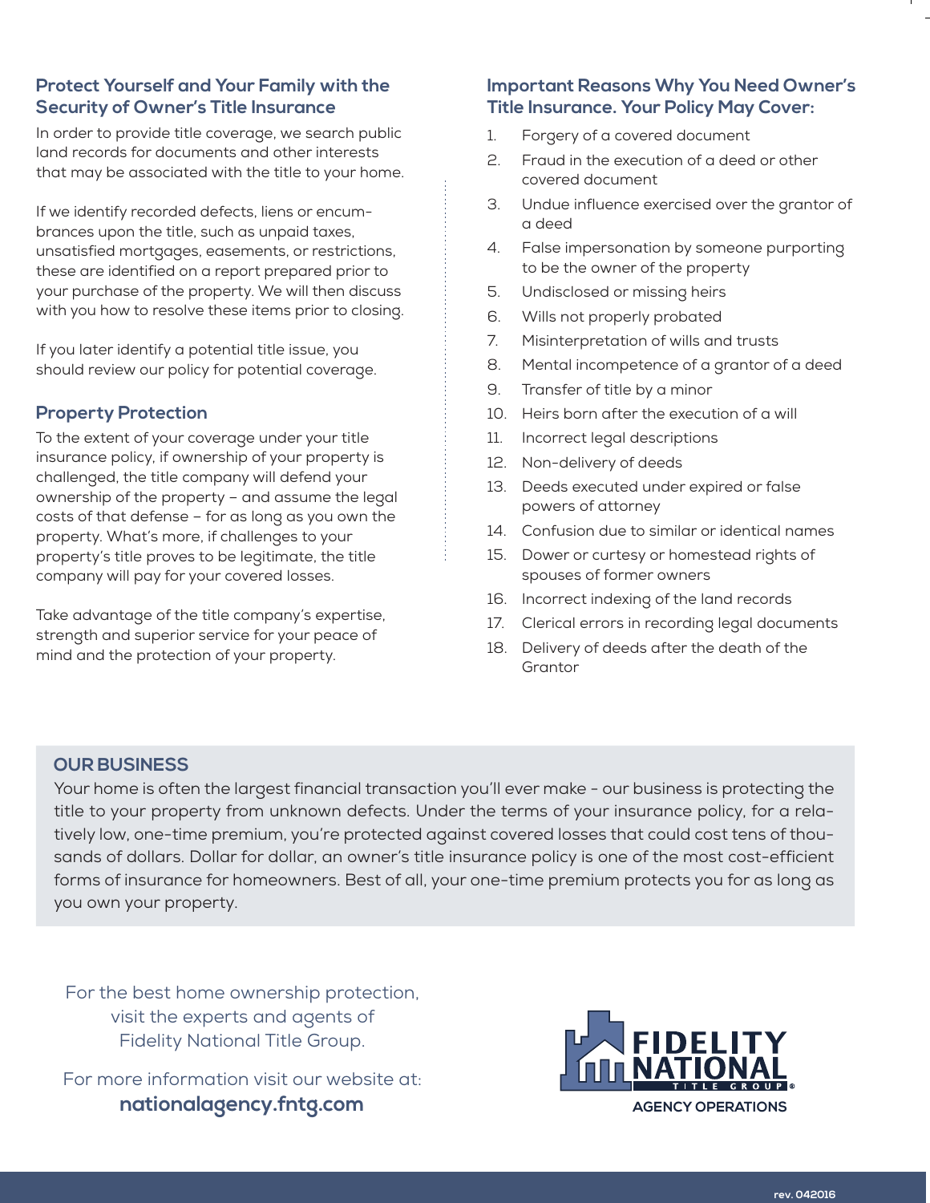## Protect Yourself and Your Family with the Security of Owner's Title Insurance

In order to provide title coverage, we search public land records for documents and other interests that may be associated with the title to your home.

If we identify recorded defects, liens or encumbrances upon the title, such as unpaid taxes, unsatisfied mortgages, easements, or restrictions, these are identified on a report prepared prior to your purchase of the property. We will then discuss with you how to resolve these items prior to closing.

If you later identify a potential title issue, you should review our policy for potential coverage.

## Property Protection

To the extent of your coverage under your title insurance policy, if ownership of your property is challenged, the title company will defend your ownership of the property – and assume the legal costs of that defense – for as long as you own the property. What's more, if challenges to your property's title proves to be legitimate, the title company will pay for your covered losses.

Take advantage of the title company's expertise, strength and superior service for your peace of mind and the protection of your property.

## Important Reasons Why You Need Owner's Title Insurance. Your Policy May Cover:

1. Forgery of a covered document
2. Fraud in the execution of a deed or other covered document
3. Undue influence exercised over the grantor of a deed
4. False impersonation by someone purporting to be the owner of the property
5. Undisclosed or missing heirs
6. Wills not properly probated
7. Misinterpretation of wills and trusts
8. Mental incompetence of a grantor of a deed
9. Transfer of title by a minor
10. Heirs born after the execution of a will
11. Incorrect legal descriptions
12. Non-delivery of deeds
13. Deeds executed under expired or false powers of attorney
14. Confusion due to similar or identical names
15. Dower or curtesy or homestead rights of spouses of former owners
16. Incorrect indexing of the land records
17. Clerical errors in recording legal documents
18. Delivery of deeds after the death of the Grantor

## OUR BUSINESS

Your home is often the largest financial transaction you'll ever make - our business is protecting the title to your property from unknown defects. Under the terms of your insurance policy, for a relatively low, one-time premium, you're protected against covered losses that could cost tens of thousands of dollars. Dollar for dollar, an owner's title insurance policy is one of the most cost-efficient forms of insurance for homeowners. Best of all, your one-time premium protects you for as long as you own your property.

For the best home ownership protection, visit the experts and agents of Fidelity National Title Group.

For more information visit our website at:
**nationalagency.fntg.com**

FIDELITY NATIONAL TITLE GROUP®
AGENCY OPERATIONS

rev. 042016